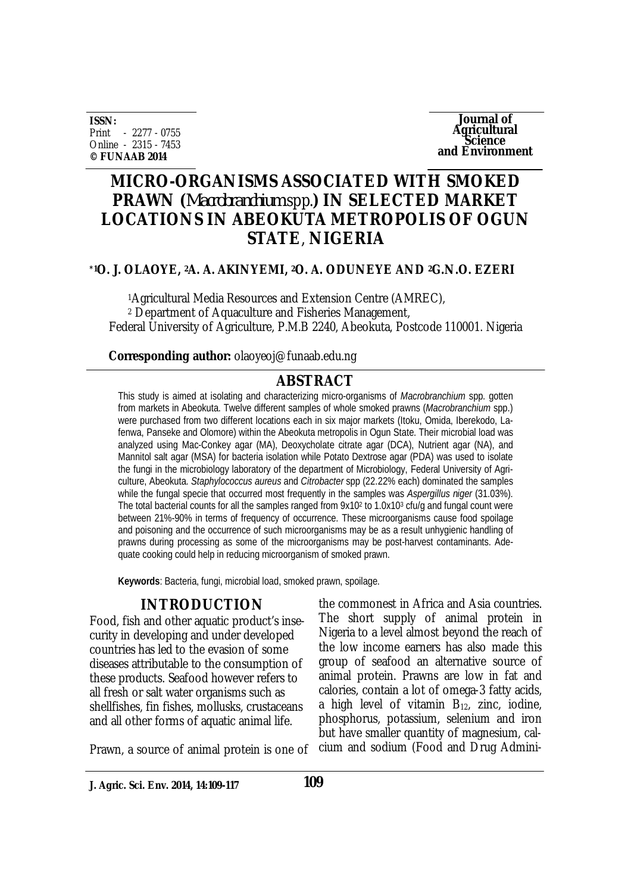ISSN:
Print - 2277 - 0755
Online - 2315 - 7453
© FUNAAB 2014

Journal of Agricultural Science and Environment

# MICRO-ORGANISMS ASSOCIATED WITH SMOKED PRAWN (*Macrobranchium* spp.) IN SELECTED MARKET LOCATIONS IN ABEOKUTA METROPOLIS OF OGUN STATE, NIGERIA

**\*[1]O. J. OLAOYE, [2]A. A. AKINYEMI, [2]O. A. ODUNEYE AND [2]G.N.O. EZERI**

[1]Agricultural Media Resources and Extension Centre (AMREC),
[2] Department of Aquaculture and Fisheries Management,
Federal University of Agriculture, P.M.B 2240, Abeokuta, Postcode 110001. Nigeria

**Corresponding author:** olaoyeoj@funaab.edu.ng

## ABSTRACT

This study is aimed at isolating and characterizing micro-organisms of *Macrobranchium* spp. gotten from markets in Abeokuta. Twelve different samples of whole smoked prawns (*Macrobranchium* spp.) were purchased from two different locations each in six major markets (Itoku, Omida, Iberekodo, Lafenwa, Panseke and Olomore) within the Abeokuta metropolis in Ogun State. Their microbial load was analyzed using Mac-Conkey agar (MA), Deoxycholate citrate agar (DCA), Nutrient agar (NA), and Mannitol salt agar (MSA) for bacteria isolation while Potato Dextrose agar (PDA) was used to isolate the fungi in the microbiology laboratory of the department of Microbiology, Federal University of Agriculture, Abeokuta. *Staphylococcus aureus* and *Citrobacter* spp (22.22% each) dominated the samples while the fungal specie that occurred most frequently in the samples was *Aspergillus niger* (31.03%). The total bacterial counts for all the samples ranged from $9 \times 10^2$ to $1.0 \times 10^3$ cfu/g and fungal count were between 21%-90% in terms of frequency of occurrence. These microorganisms cause food spoilage and poisoning and the occurrence of such microorganisms may be as a result unhygienic handling of prawns during processing as some of the microorganisms may be post-harvest contaminants. Adequate cooking could help in reducing microorganism of smoked prawn.

**Keywords**: Bacteria, fungi, microbial load, smoked prawn, spoilage.

## INTRODUCTION

Food, fish and other aquatic product's insecurity in developing and under developed countries has led to the evasion of some diseases attributable to the consumption of these products. Seafood however refers to all fresh or salt water organisms such as shellfishes, fin fishes, mollusks, crustaceans and all other forms of aquatic animal life.

Prawn, a source of animal protein is one of the commonest in Africa and Asia countries. The short supply of animal protein in Nigeria to a level almost beyond the reach of the low income earners has also made this group of seafood an alternative source of animal protein. Prawns are low in fat and calories, contain a lot of omega-3 fatty acids, a high level of vitamin $B_{12}$, zinc, iodine, phosphorus, potassium, selenium and iron but have smaller quantity of magnesium, calcium and sodium (Food and Drug Admini-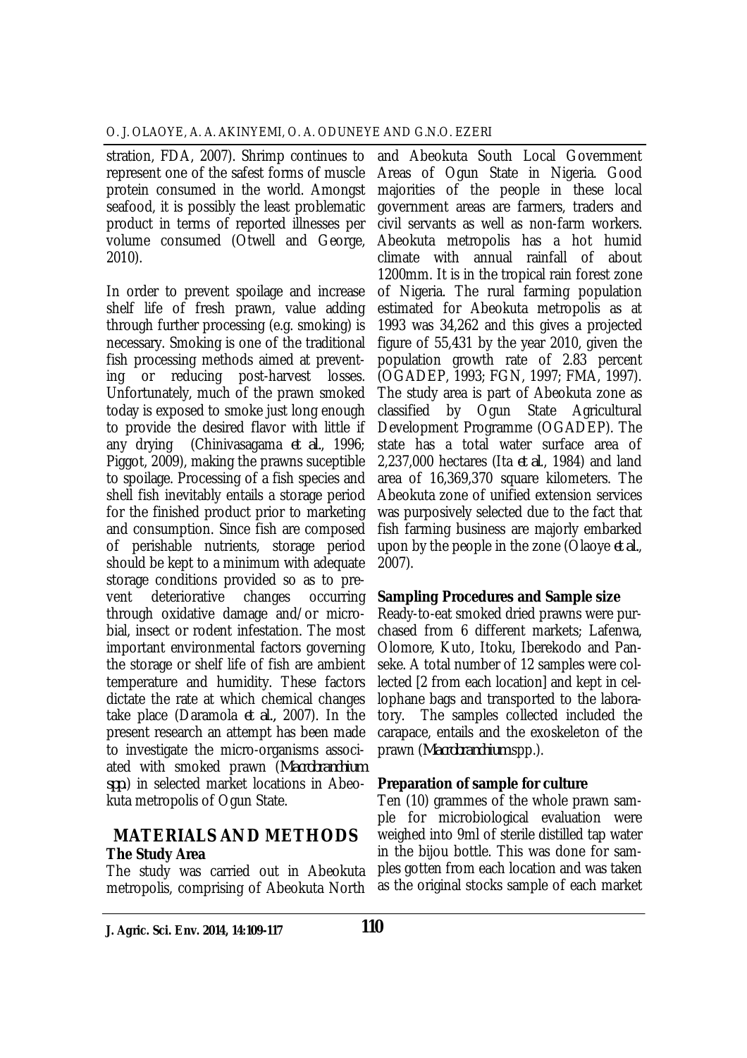stration, FDA, 2007). Shrimp continues to represent one of the safest forms of muscle protein consumed in the world. Amongst seafood, it is possibly the least problematic product in terms of reported illnesses per volume consumed (Otwell and George, 2010).

In order to prevent spoilage and increase shelf life of fresh prawn, value adding through further processing (e.g. smoking) is necessary. Smoking is one of the traditional fish processing methods aimed at preventing or reducing post-harvest losses. Unfortunately, much of the prawn smoked today is exposed to smoke just long enough to provide the desired flavor with little if any drying (Chinivasagama *et al*., 1996; Piggot, 2009), making the prawns suceptible to spoilage. Processing of a fish species and shell fish inevitably entails a storage period for the finished product prior to marketing and consumption. Since fish are composed of perishable nutrients, storage period should be kept to a minimum with adequate storage conditions provided so as to prevent deteriorative changes occurring through oxidative damage and/or microbial, insect or rodent infestation. The most important environmental factors governing the storage or shelf life of fish are ambient temperature and humidity. These factors dictate the rate at which chemical changes take place (Daramola *et al*., 2007). In the present research an attempt has been made to investigate the micro-organisms associated with smoked prawn (*Macrobranchium spp*.) in selected market locations in Abeokuta metropolis of Ogun State.

## MATERIALS AND METHODS

### The Study Area

The study was carried out in Abeokuta metropolis, comprising of Abeokuta North and Abeokuta South Local Government Areas of Ogun State in Nigeria. Good majorities of the people in these local government areas are farmers, traders and civil servants as well as non-farm workers. Abeokuta metropolis has a hot humid climate with annual rainfall of about 1200mm. It is in the tropical rain forest zone of Nigeria. The rural farming population estimated for Abeokuta metropolis as at 1993 was 34,262 and this gives a projected figure of 55,431 by the year 2010, given the population growth rate of 2.83 percent (OGADEP, 1993; FGN, 1997; FMA, 1997). The study area is part of Abeokuta zone as classified by Ogun State Agricultural Development Programme (OGADEP). The state has a total water surface area of 2,237,000 hectares (Ita *et al*., 1984) and land area of 16,369,370 square kilometers. The Abeokuta zone of unified extension services was purposively selected due to the fact that fish farming business are majorly embarked upon by the people in the zone (Olaoye *et al*., 2007).

### Sampling Procedures and Sample size

Ready-to-eat smoked dried prawns were purchased from 6 different markets; Lafenwa, Olomore, Kuto, Itoku, Iberekodo and Panseke. A total number of 12 samples were collected [2 from each location] and kept in cellophane bags and transported to the laboratory. The samples collected included the carapace, entails and the exoskeleton of the prawn (*Macrobranchium* spp.).

### Preparation of sample for culture

Ten (10) grammes of the whole prawn sample for microbiological evaluation were weighed into 9ml of sterile distilled tap water in the bijou bottle. This was done for samples gotten from each location and was taken as the original stocks sample of each market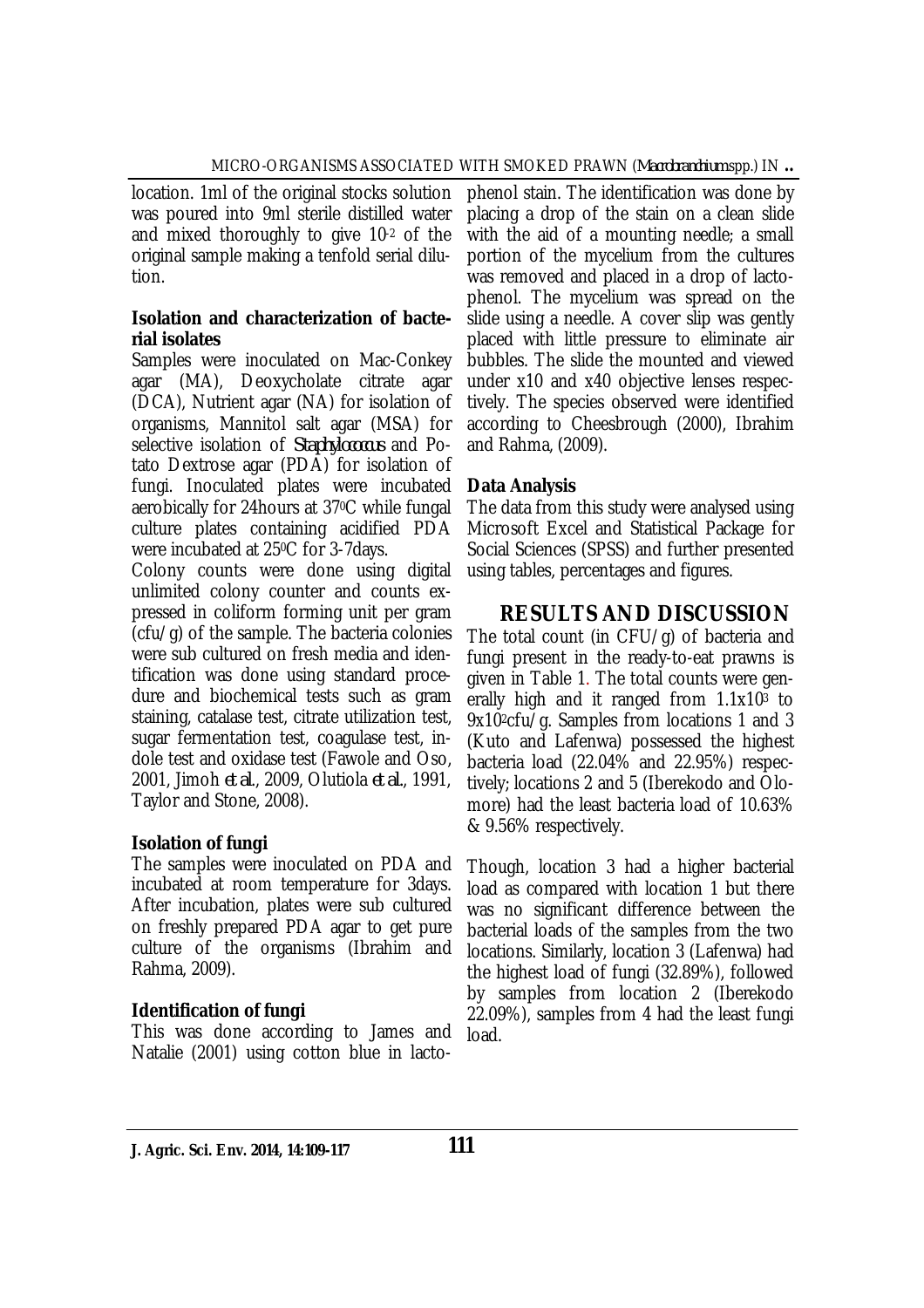location. 1ml of the original stocks solution was poured into 9ml sterile distilled water and mixed thoroughly to give $10^{-2}$ of the original sample making a tenfold serial dilution.

**Isolation and characterization of bacterial isolates**

Samples were inoculated on Mac-Conkey agar (MA), Deoxycholate citrate agar (DCA), Nutrient agar (NA) for isolation of organisms, Mannitol salt agar (MSA) for selective isolation of *Staphylococcus* and Potato Dextrose agar (PDA) for isolation of fungi. Inoculated plates were incubated aerobically for 24hours at 37$^0$C while fungal culture plates containing acidified PDA were incubated at 25$^0$C for 3-7days.

Colony counts were done using digital unlimited colony counter and counts expressed in coliform forming unit per gram (cfu/g) of the sample. The bacteria colonies were sub cultured on fresh media and identification was done using standard procedure and biochemical tests such as gram staining, catalase test, citrate utilization test, sugar fermentation test, coagulase test, indole test and oxidase test (Fawole and Oso, 2001, Jimoh *et al*., 2009, Olutiola *et al*., 1991, Taylor and Stone, 2008).

**Isolation of fungi**

The samples were inoculated on PDA and incubated at room temperature for 3days. After incubation, plates were sub cultured on freshly prepared PDA agar to get pure culture of the organisms (Ibrahim and Rahma, 2009).

**Identification of fungi**

This was done according to James and Natalie (2001) using cotton blue in lactophenol stain. The identification was done by placing a drop of the stain on a clean slide with the aid of a mounting needle; a small portion of the mycelium from the cultures was removed and placed in a drop of lactophenol. The mycelium was spread on the slide using a needle. A cover slip was gently placed with little pressure to eliminate air bubbles. The slide the mounted and viewed under x10 and x40 objective lenses respectively. The species observed were identified according to Cheesbrough (2000), Ibrahim and Rahma, (2009).

**Data Analysis**

The data from this study were analysed using Microsoft Excel and Statistical Package for Social Sciences (SPSS) and further presented using tables, percentages and figures.

## RESULTS AND DISCUSSION

The total count (in CFU/g) of bacteria and fungi present in the ready-to-eat prawns is given in Table 1. The total counts were generally high and it ranged from $1.1 \times 10^3$ to $9 \times 10^2$cfu/g. Samples from locations 1 and 3 (Kuto and Lafenwa) possessed the highest bacteria load (22.04% and 22.95%) respectively; locations 2 and 5 (Iberekodo and Olomore) had the least bacteria load of 10.63% & 9.56% respectively.

Though, location 3 had a higher bacterial load as compared with location 1 but there was no significant difference between the bacterial loads of the samples from the two locations. Similarly, location 3 (Lafenwa) had the highest load of fungi (32.89%), followed by samples from location 2 (Iberekodo 22.09%), samples from 4 had the least fungi load.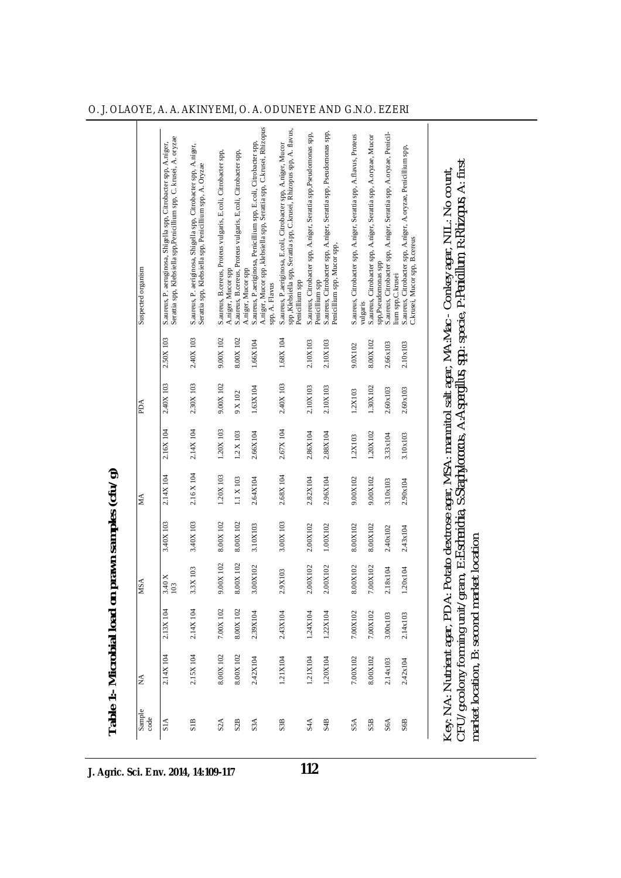**Table 1:- Microbial load on prawn samples (cfu/g)**

| Sample code | NA | | MSA | | MA | | PDA | | Suspected organism |
|---|---|---|---|---|---|---|---|---|---|
| S1A | 2.14X 104 | 2.13X 104 | 3.40 X 103 | 3.40X 103 | 2.14X 104 | 2.16X 104 | 2.40X 103 | 2.50X 103 | S.aureus, P. aeruginosa, Shigella spp, Citrobacter spp, A.niger, Serattia spp, Klebsiella spp,Penicillium spp, C. krusei, A. oryzae |
| S1B | 2.15X 104 | 2.14X 104 | 3.3X 103 | 3.40X 103 | 2.16 X 104 | 2.14X 104 | 2.30X 103 | 2.40X 103 | S.aureus, P. aeriginosa, Shigella spp, Citrobacter spp, A.niger, Serattia spp, Klebsiella spp, Penicillium spp, A. Oryzae |
| S2A | 8.00X 102 | 7.00X 102 | 9.00X 102 | 8.00X 102 | 1.20X 103 | 1.20X 103 | 9.00X 102 | 9.00X 102 | S.aureus, B.cereus, Proteus vulgaris, E.coli, Citrobacter spp, A.niger, Mucor spp |
| S2B | 8.00X 102 | 8.00X 102 | 8.00X 102 | 8.00X 102 | 1.1 X 103 | 1.2 X 103 | 9 X 102 | 8.00X 102 | S.aureus, B.cereus, Proteus vulgaris, E.coli, Citrobacter spp, A.niger, Mucor spp |
| S3A | 2.42X104 | 2.39X104 | 3.00X102 | 3.10X103 | 2.64X104 | 2.66X104 | 1.63X104 | 1.66X104 | S.aureus, P.aeriginosa, Penicillium spp, E.coli, Citrobacter spp, A.niger, Mucor spp ,klebsiella spp, Serattia spp, C.krusei, Rhizopus spp, A. Flavus |
| S3B | 1.21X104 | 2.43X104 | 2.9X103 | 3.00X 103 | 2.68X 104 | 2.67X 104 | 2.40X 103 | 1.68X 104 | S.aureus, P.aeriginosa, E.coli, Citrobacter spp, A.niger, Mucor spp ,Klebsiella spp, Serattia spp, C.krusei, Rhizopus spp, A. flavus, Penicillium spp |
| S4A | 1.21X104 | 1.24X104 | 2.00X102 | 2.00X102 | 2.82X104 | 2.86X104 | 2.10X103 | 2.10X103 | S.aureus, Citrobacter spp, A.niger, Serattia spp,Pseudomonas spp, Penicillium spp |
| S4B | 1.20X104 | 1.22X104 | 2.00X102 | 1.00X102 | 2.96X104 | 2.88X104 | 2.10X103 | 2.10X103 | S.aureus, Citrobacter spp, A.niger, Serattia spp, Pseudomonas spp, Penicillium spp, Mucor spp, |
| S5A | 7.00X102 | 7.00X102 | 8.00X102 | 8.00X102 | 9.00X102 | 1.2X103 | 1.2X103 | 9.0X102 | S.aureus, Citrobacter spp, A.niger, Serattia spp, A.flavus, Proteus vulgaris |
| S5B | 8.00X102 | 7.00X102 | 7.00X102 | 8.00X102 | 9.00X102 | 1.20X102 | 1.30X102 | 8.00X102 | S.aureus, Citrobacter spp, A.niger, Serattia spp, A.oryzae, Mucor spp,Pseudomonas spp |
| S6A | 2.14x103 | 3.00x103 | 2.18x104 | 2.40x102 | 3.10x103 | 3.33x104 | 2.60x103 | 2.66x103 | S.aureus, Citrobacter spp, A.niger, Serattia spp, A.oryzae, Penicillium spp,C.krusei |
| S6B | 2.42x104 | 2.14x103 | 1.20x104 | 2.43x104 | 2.90x104 | 3.10x103 | 2.60x103 | 2.10x103 | S.aureus, Citrobacter spp, A.niger, A.oryzae, Penicillium spp, C.krusei, Mucor spp, B.cereus |

Key; NA: Nutrient agar, PDA: Potato dextrose agar, MSA: mannitol salt agar, MA:Mac - Conkey agar, NIL: No count, CFU/g colony forming unit/gram, E:Eschrichia, S:Staphylococcus, A:Aspergillus, spp: specie, P:Penicillum, R:Rhizopus, A: first market location, B: second market location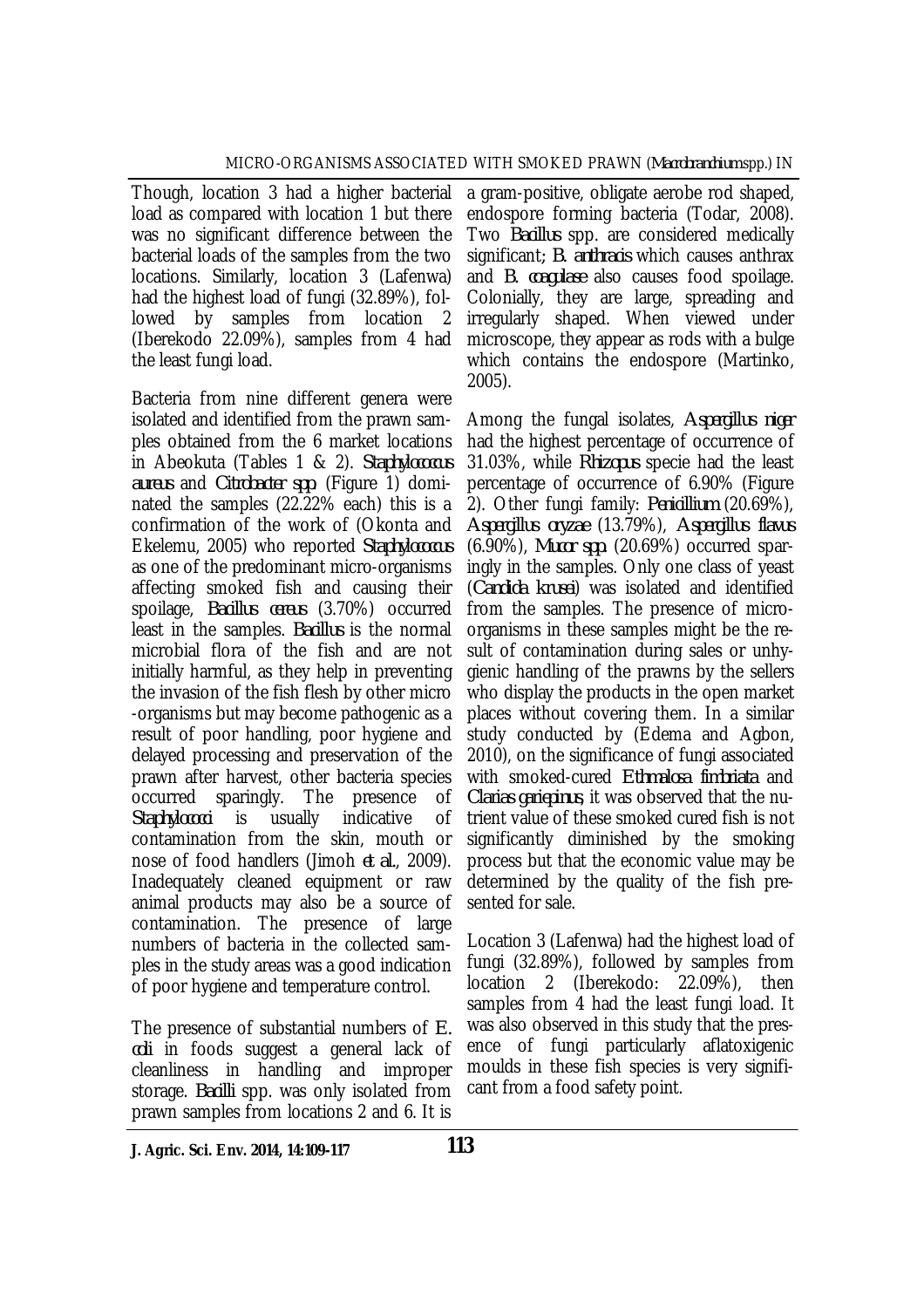Though, location 3 had a higher bacterial load as compared with location 1 but there was no significant difference between the bacterial loads of the samples from the two locations. Similarly, location 3 (Lafenwa) had the highest load of fungi (32.89%), followed by samples from location 2 (Iberekodo 22.09%), samples from 4 had the least fungi load.

Bacteria from nine different genera were isolated and identified from the prawn samples obtained from the 6 market locations in Abeokuta (Tables 1 & 2). *Staphylococcus aureus* and *Citrobacter spp.* (Figure 1) dominated the samples (22.22% each) this is a confirmation of the work of (Okonta and Ekelemu, 2005) who reported *Staphylococcus* as one of the predominant micro-organisms affecting smoked fish and causing their spoilage, *Bacillus cereus* (3.70%) occurred least in the samples. *Bacillus* is the normal microbial flora of the fish and are not initially harmful, as they help in preventing the invasion of the fish flesh by other micro-organisms but may become pathogenic as a result of poor handling, poor hygiene and delayed processing and preservation of the prawn after harvest, other bacteria species occurred sparingly. The presence of *Staphylococci* is usually indicative of contamination from the skin, mouth or nose of food handlers (Jimoh *et al.*, 2009). Inadequately cleaned equipment or raw animal products may also be a source of contamination. The presence of large numbers of bacteria in the collected samples in the study areas was a good indication of poor hygiene and temperature control.

The presence of substantial numbers of *E. coli* in foods suggest a general lack of cleanliness in handling and improper storage. *Bacilli* spp. was only isolated from prawn samples from locations 2 and 6. It is a gram-positive, obligate aerobe rod shaped, endospore forming bacteria (Todar, 2008). Two *Bacillus* spp. are considered medically significant; *B. anthracis* which causes anthrax and *B. coagulase* also causes food spoilage. Colonially, they are large, spreading and irregularly shaped. When viewed under microscope, they appear as rods with a bulge which contains the endospore (Martinko, 2005).

Among the fungal isolates, *Aspergillus niger* had the highest percentage of occurrence of 31.03%, while *Rhizopus* specie had the least percentage of occurrence of 6.90% (Figure 2). Other fungi family: *Penicillium* (20.69%), *Aspergillus oryzae* (13.79%), *Aspergillus flavus* (6.90%), *Mucor spp.* (20.69%) occurred sparingly in the samples. Only one class of yeast (*Candida krusei*) was isolated and identified from the samples. The presence of micro-organisms in these samples might be the result of contamination during sales or unhygienic handling of the prawns by the sellers who display the products in the open market places without covering them. In a similar study conducted by (Edema and Agbon, 2010), on the significance of fungi associated with smoked-cured *Ethmalosa fimbriata* and *Clarias gariepinus*, it was observed that the nutrient value of these smoked cured fish is not significantly diminished by the smoking process but that the economic value may be determined by the quality of the fish presented for sale.

Location 3 (Lafenwa) had the highest load of fungi (32.89%), followed by samples from location 2 (Iberekodo: 22.09%), then samples from 4 had the least fungi load. It was also observed in this study that the presence of fungi particularly aflatoxigenic moulds in these fish species is very significant from a food safety point.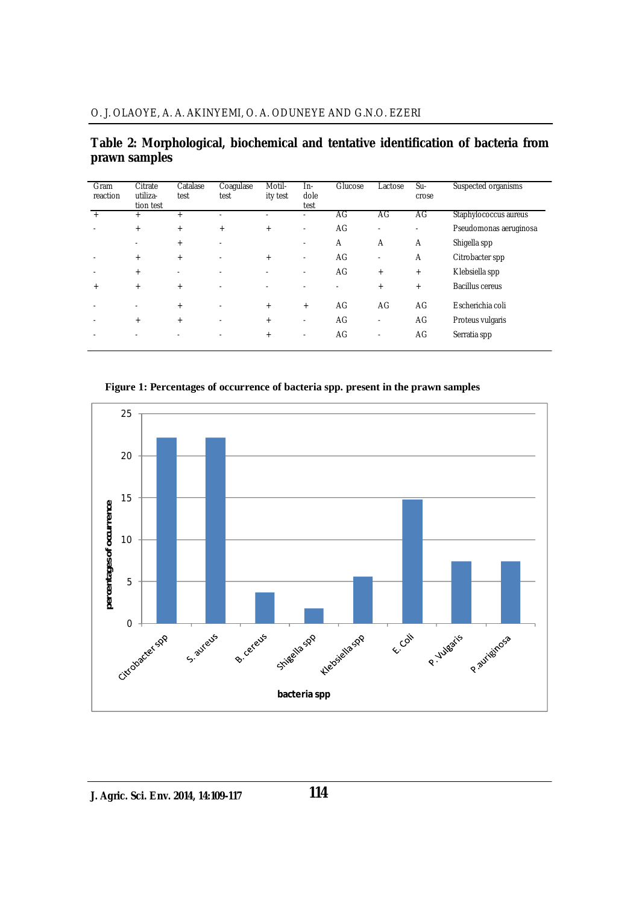**Table 2: Morphological, biochemical and tentative identification of bacteria from prawn samples**

| Gram reaction | Citrate utilization test | Catalase test | Coagulase test | Motility test | Indole test | Glucose | Lactose | Sucrose | Suspected organisms |
|---|---|---|---|---|---|---|---|---|---|
| + | + | + | - | - | - | AG | AG | AG | Staphylococcus aureus |
| - | + | + | + | + | - | AG | - | - | Pseudomonas aeruginosa |
| | - | + | - | | - | A | A | A | Shigella spp |
| - | + | + | - | + | - | AG | - | A | Citrobacter spp |
| - | + | - | - | - | - | AG | + | + | Klebsiella spp |
| + | + | + | - | - | - | - | + | + | Bacillus cereus |
| - | - | + | - | + | + | AG | AG | AG | Escherichia coli |
| - | + | + | - | + | - | AG | - | AG | Proteus vulgaris |
| - | - | - | - | + | - | AG | - | AG | Serratia spp |

**Figure 1: Percentages of occurrence of bacteria spp. present in the prawn samples**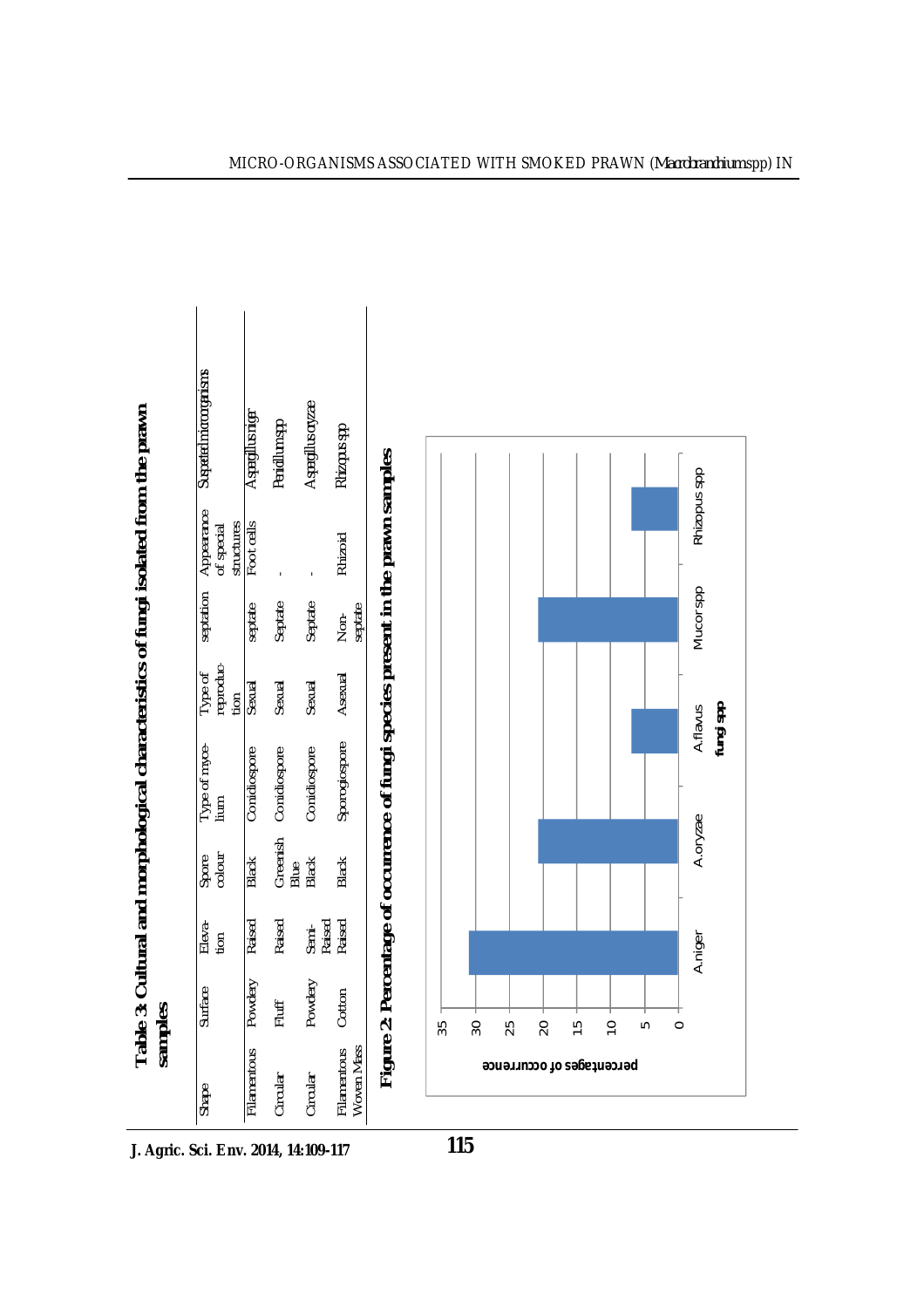**Table 3: Cultural and morphological characteristics of fungi isolated from the prawn samples**

| Shape | Surface | Elevation | Spore colour | Type of mycelium | Type of reproduction | septation | Appearance of special structures | Suspected microorganisms |
|---|---|---|---|---|---|---|---|---|
| Filamentous | Powdery | Raised | Black | Conidiospore | Sexual | septate | Foot cells | *Aspergillus niger* |
| Circular | Fluff | Raised | Greenish Blue | Conidiospore | Sexual | Septate | - | *Penicillium spp* |
| Circular | Powdery | Semi-Raised | Black | Conidiospore | Sexual | Septate | - | *Aspergillus oryzae* |
| Filamentous Woven Mass | Cotton | Raised | Black | Sporangiospore | Asexual | Non-septate | Rhizoid | *Rhizopus spp* |

**Figure 2: Percentage of occurrence of fungi species present in the prawn samples**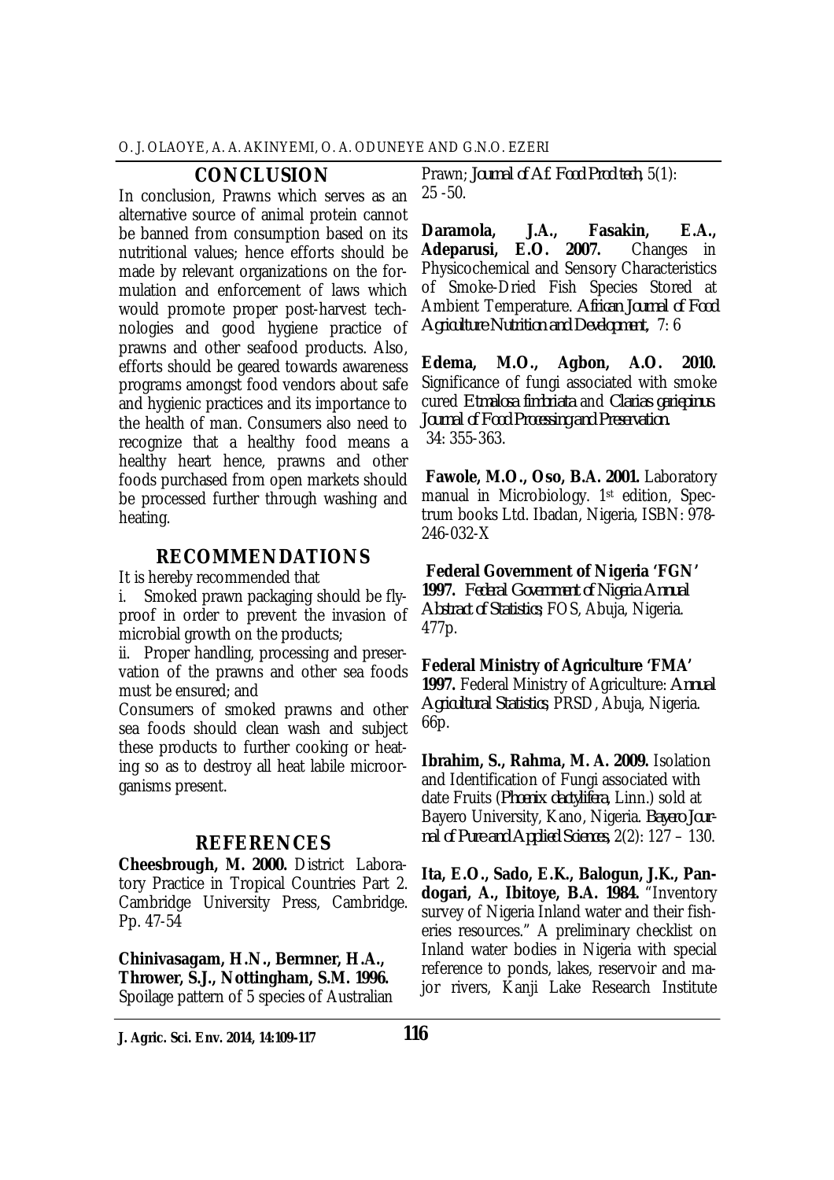## CONCLUSION

In conclusion, Prawns which serves as an alternative source of animal protein cannot be banned from consumption based on its nutritional values; hence efforts should be made by relevant organizations on the formulation and enforcement of laws which would promote proper post-harvest technologies and good hygiene practice of prawns and other seafood products. Also, efforts should be geared towards awareness programs amongst food vendors about safe and hygienic practices and its importance to the health of man. Consumers also need to recognize that a healthy food means a healthy heart hence, prawns and other foods purchased from open markets should be processed further through washing and heating.

## RECOMMENDATIONS

It is hereby recommended that

i. Smoked prawn packaging should be fly-proof in order to prevent the invasion of microbial growth on the products;

ii. Proper handling, processing and preservation of the prawns and other sea foods must be ensured; and

Consumers of smoked prawns and other sea foods should clean wash and subject these products to further cooking or heating so as to destroy all heat labile microorganisms present.

## REFERENCES

**Cheesbrough, M. 2000.** District Laboratory Practice in Tropical Countries Part 2. Cambridge University Press, Cambridge. Pp. 47-54

**Chinivasagam, H.N., Bermner, H.A., Thrower, S.J., Nottingham, S.M. 1996.** Spoilage pattern of 5 species of Australian Prawn; *Journal of Af. Food Prod tech*, 5(1): 25 -50.

**Daramola, J.A., Fasakin, E.A., Adeparusi, E.O. 2007.** Changes in Physicochemical and Sensory Characteristics of Smoke-Dried Fish Species Stored at Ambient Temperature. *African Journal of Food Agriculture Nutrition and Development*, 7: 6

**Edema, M.O., Agbon, A.O. 2010.** Significance of fungi associated with smoke cured *Etmalosa fimbriata* and *Clarias gariepinus*. *Journal of Food Processing and Preservation.* 34: 355-363.

**Fawole, M.O., Oso, B.A. 2001.** Laboratory manual in Microbiology. 1st edition, Spectrum books Ltd. Ibadan, Nigeria, ISBN: 978-246-032-X

**Federal Government of Nigeria 'FGN' 1997.** *Federal Government of Nigeria Annual Abstract of Statistics*; FOS, Abuja, Nigeria. 477p.

**Federal Ministry of Agriculture 'FMA' 1997.** Federal Ministry of Agriculture: *Annual Agricultural Statistics*; PRSD, Abuja, Nigeria. 66p.

**Ibrahim, S., Rahma, M. A. 2009.** Isolation and Identification of Fungi associated with date Fruits (*Phoenix dactylifera*, Linn.) sold at Bayero University, Kano, Nigeria. *Bayero Journal of Pure and Applied Sciences*, 2(2): 127 – 130.

**Ita, E.O., Sado, E.K., Balogun, J.K., Pandogari, A., Ibitoye, B.A. 1984.** "Inventory survey of Nigeria Inland water and their fisheries resources." A preliminary checklist on Inland water bodies in Nigeria with special reference to ponds, lakes, reservoir and major rivers, Kanji Lake Research Institute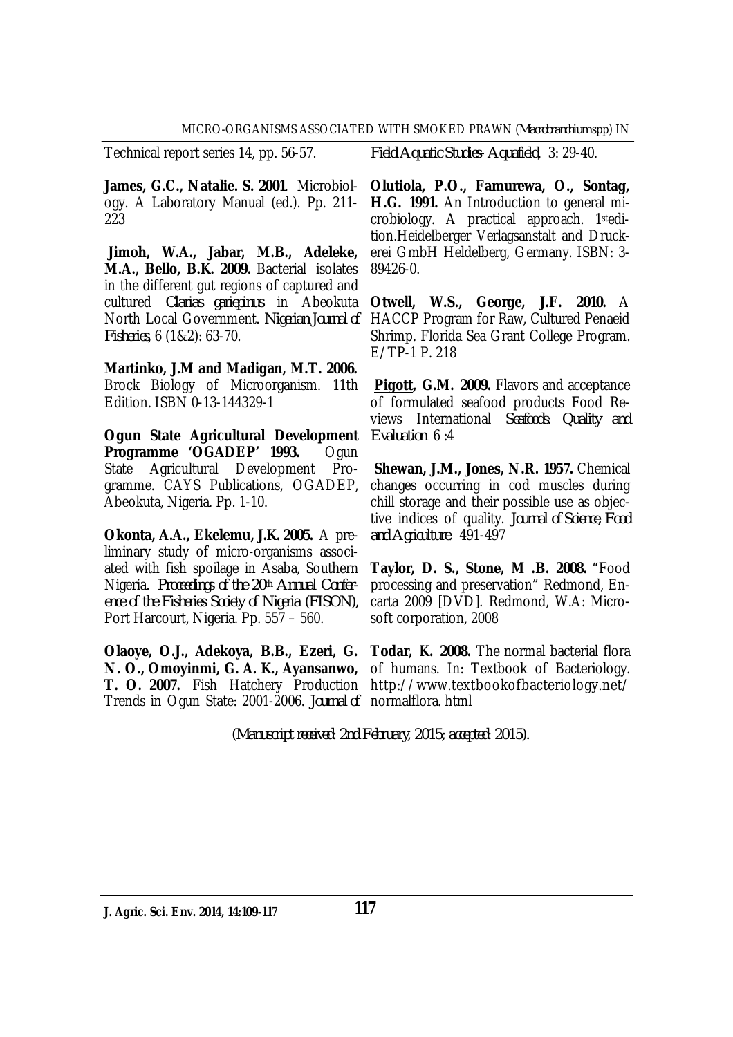Technical report series 14, pp. 56-57.

**James, G.C., Natalie. S. 2001**. Microbiology. A Laboratory Manual (ed.). Pp. 211-223

**Jimoh, W.A., Jabar, M.B., Adeleke, M.A., Bello, B.K. 2009.** Bacterial isolates in the different gut regions of captured and cultured *Clarias gariepinus* in Abeokuta North Local Government. *Nigerian Journal of Fisheries*, 6 (1&2): 63-70.

**Martinko, J.M and Madigan, M.T. 2006.** Brock Biology of Microorganism. 11th Edition. ISBN 0-13-144329-1

**Ogun State Agricultural Development Programme 'OGADEP' 1993.** Ogun State Agricultural Development Programme. CAYS Publications, OGADEP, Abeokuta, Nigeria. Pp. 1-10.

**Okonta, A.A., Ekelemu, J.K. 2005.** A preliminary study of micro-organisms associated with fish spoilage in Asaba, Southern Nigeria. *Proceedings of the 20th Annual Conference of the Fisheries Society of Nigeria (FISON)*, Port Harcourt, Nigeria. Pp. 557 – 560.

**Olaoye, O.J., Adekoya, B.B., Ezeri, G. N. O., Omoyinmi, G. A. K., Ayansanwo, T. O. 2007.** Fish Hatchery Production Trends in Ogun State: 2001-2006. *Journal of Field Aquatic Studies- Aquafield*, 3: 29-40.

**Olutiola, P.O., Famurewa, O., Sontag, H.G. 1991.** An Introduction to general microbiology. A practical approach. 1st edition.Heidelberger Verlagsanstalt and Druckerei GmbH Heldelberg, Germany. ISBN: 3-89426-0.

**Otwell, W.S., George, J.F. 2010.** A HACCP Program for Raw, Cultured Penaeid Shrimp. Florida Sea Grant College Program. E/TP-1 P. 218

**Pigott, G.M. 2009.** Flavors and acceptance of formulated seafood products Food Reviews International *Seafoods: Quality and Evaluation*. 6 :4

**Shewan, J.M., Jones, N.R. 1957.** Chemical changes occurring in cod muscles during chill storage and their possible use as objective indices of quality. *Journal of Science, Food and Agriculture*. 491-497

**Taylor, D. S., Stone, M .B. 2008.** "Food processing and preservation" Redmond, Encarta 2009 [DVD]. Redmond, W.A: Microsoft corporation, 2008

**Todar, K. 2008.** The normal bacterial flora of humans. In: Textbook of Bacteriology. http://www.textbookofbacteriology.net/normalflora. html

*(Manuscript received: 2nd February, 2015; accepted: 2015).*